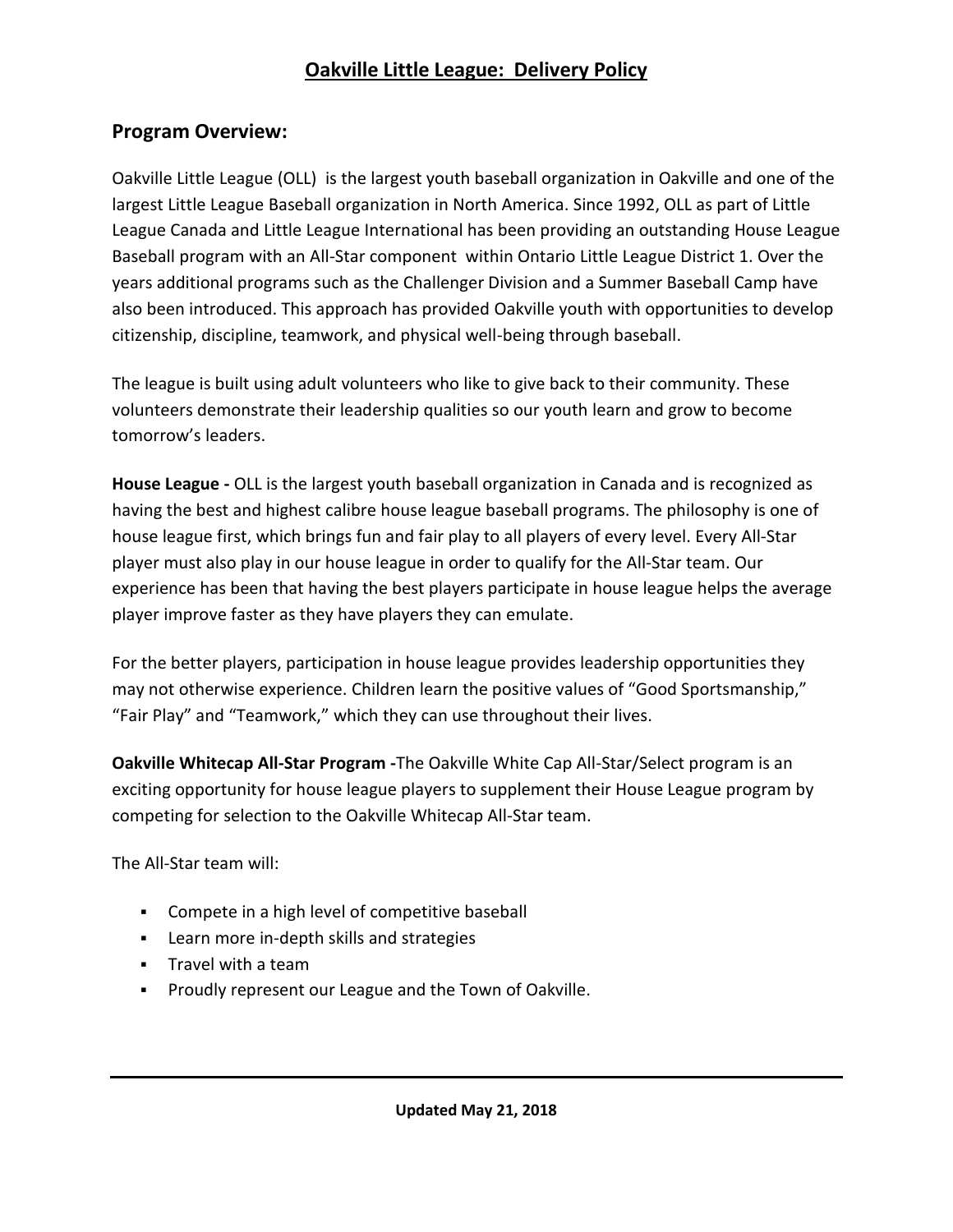# Oakville Little League: Delivery Policy

## Program Overview:

Oakville Little League (OLL) is the largest youth baseball organization in Oakville and one of the largest Little League Baseball organization in North America. Since 1992, OLL as part of Little League Canada and Little League International has been providing an outstanding House League Baseball program with an All-Star component within Ontario Little League District 1. Over the years additional programs such as the Challenger Division and a Summer Baseball Camp have also been introduced. This approach has provided Oakville youth with opportunities to develop citizenship, discipline, teamwork, and physical well-being through baseball.

The league is built using adult volunteers who like to give back to their community. These volunteers demonstrate their leadership qualities so our youth learn and grow to become tomorrow's leaders.

**House League -** OLL is the largest youth baseball organization in Canada and is recognized as having the best and highest calibre house league baseball programs. The philosophy is one of house league first, which brings fun and fair play to all players of every level. Every All-Star player must also play in our house league in order to qualify for the All-Star team. Our experience has been that having the best players participate in house league helps the average player improve faster as they have players they can emulate.

For the better players, participation in house league provides leadership opportunities they may not otherwise experience. Children learn the positive values of "Good Sportsmanship," "Fair Play" and "Teamwork," which they can use throughout their lives.

**Oakville Whitecap All-Star Program -**The Oakville White Cap All-Star/Select program is an exciting opportunity for house league players to supplement their House League program by competing for selection to the Oakville Whitecap All-Star team.

The All-Star team will:

- Compete in a high level of competitive baseball
- Learn more in-depth skills and strategies
- Travel with a team
- Proudly represent our League and the Town of Oakville.

**Updated May 21, 2018**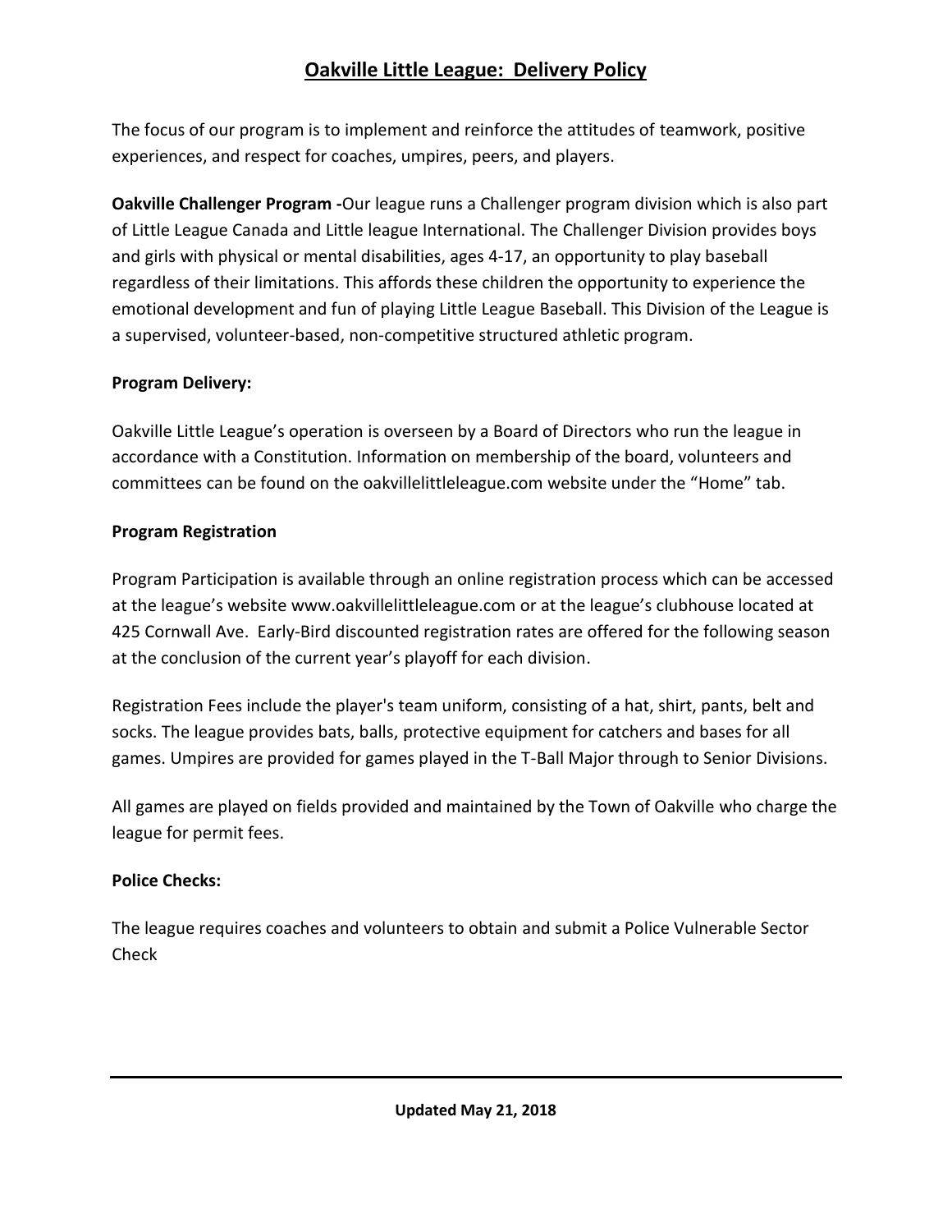# Oakville Little League: Delivery Policy

The focus of our program is to implement and reinforce the attitudes of teamwork, positive experiences, and respect for coaches, umpires, peers, and players.

**Oakville Challenger Program -**Our league runs a Challenger program division which is also part of Little League Canada and Little league International. The Challenger Division provides boys and girls with physical or mental disabilities, ages 4-17, an opportunity to play baseball regardless of their limitations. This affords these children the opportunity to experience the emotional development and fun of playing Little League Baseball. This Division of the League is a supervised, volunteer-based, non-competitive structured athletic program.

**Program Delivery:**

Oakville Little League's operation is overseen by a Board of Directors who run the league in accordance with a Constitution. Information on membership of the board, volunteers and committees can be found on the oakvillelittleleague.com website under the "Home" tab.

**Program Registration**

Program Participation is available through an online registration process which can be accessed at the league's website www.oakvillelittleleague.com or at the league's clubhouse located at 425 Cornwall Ave. Early-Bird discounted registration rates are offered for the following season at the conclusion of the current year's playoff for each division.

Registration Fees include the player's team uniform, consisting of a hat, shirt, pants, belt and socks. The league provides bats, balls, protective equipment for catchers and bases for all games. Umpires are provided for games played in the T-Ball Major through to Senior Divisions.

All games are played on fields provided and maintained by the Town of Oakville who charge the league for permit fees.

**Police Checks:**

The league requires coaches and volunteers to obtain and submit a Police Vulnerable Sector Check

**Updated May 21, 2018**